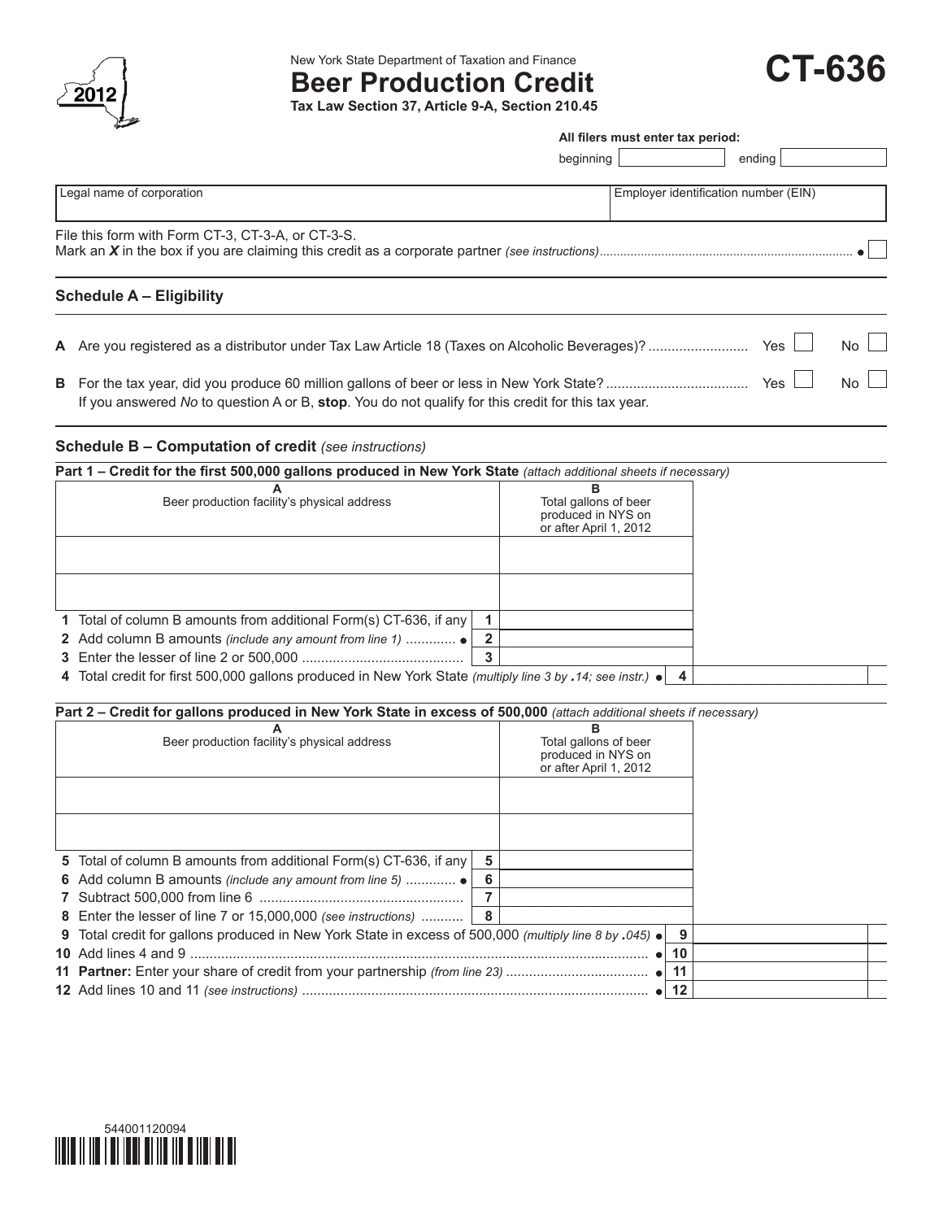New York State Department of Taxation and Finance

# Beer Production Credit

**Tax Law Section 37, Article 9-A, Section 210.45**

**CT-636**

2012

**All filers must enter tax period:**

beginning ______ ending ______

| Legal name of corporation | Employer identification number (EIN) |
|---|---|
| | |

File this form with Form CT-3, CT-3-A, or CT-3-S.
Mark an ***X*** in the box if you are claiming this credit as a corporate partner *(see instructions)* ........ ● ☐

## Schedule A – Eligibility

**A** Are you registered as a distributor under Tax Law Article 18 (Taxes on Alcoholic Beverages)? .......... Yes ☐ No ☐

**B** For the tax year, did you produce 60 million gallons of beer or less in New York State? .......... Yes ☐ No ☐

If you answered *No* to question A or B, **stop**. You do not qualify for this credit for this tax year.

## Schedule B – Computation of credit *(see instructions)*

**Part 1 – Credit for the first 500,000 gallons produced in New York State** *(attach additional sheets if necessary)*

| A<br>Beer production facility's physical address | B<br>Total gallons of beer produced in NYS on or after April 1, 2012 | |
|---|---|---|
| | | |
| | | |
| **1** Total of column B amounts from additional Form(s) CT-636, if any ... **1** | | |
| **2** Add column B amounts *(include any amount from line 1)* ....... ● **2** | | |
| **3** Enter the lesser of line 2 or 500,000 ....... **3** | | |
| **4** Total credit for first 500,000 gallons produced in New York State *(multiply line 3 by .14; see instr.)* ● **4** | | |

**Part 2 – Credit for gallons produced in New York State in excess of 500,000** *(attach additional sheets if necessary)*

| A<br>Beer production facility's physical address | B<br>Total gallons of beer produced in NYS on or after April 1, 2012 | |
|---|---|---|
| | | |
| | | |
| **5** Total of column B amounts from additional Form(s) CT-636, if any ... **5** | | |
| **6** Add column B amounts *(include any amount from line 5)* ....... ● **6** | | |
| **7** Subtract 500,000 from line 6 ....... **7** | | |
| **8** Enter the lesser of line 7 or 15,000,000 *(see instructions)* ....... **8** | | |
| **9** Total credit for gallons produced in New York State in excess of 500,000 *(multiply line 8 by .045)* ● **9** | | |
| **10** Add lines 4 and 9 ....... ● **10** | | |
| **11 Partner:** Enter your share of credit from your partnership *(from line 23)* ....... ● **11** | | |
| **12** Add lines 10 and 11 *(see instructions)* ....... ● **12** | | |

544001120094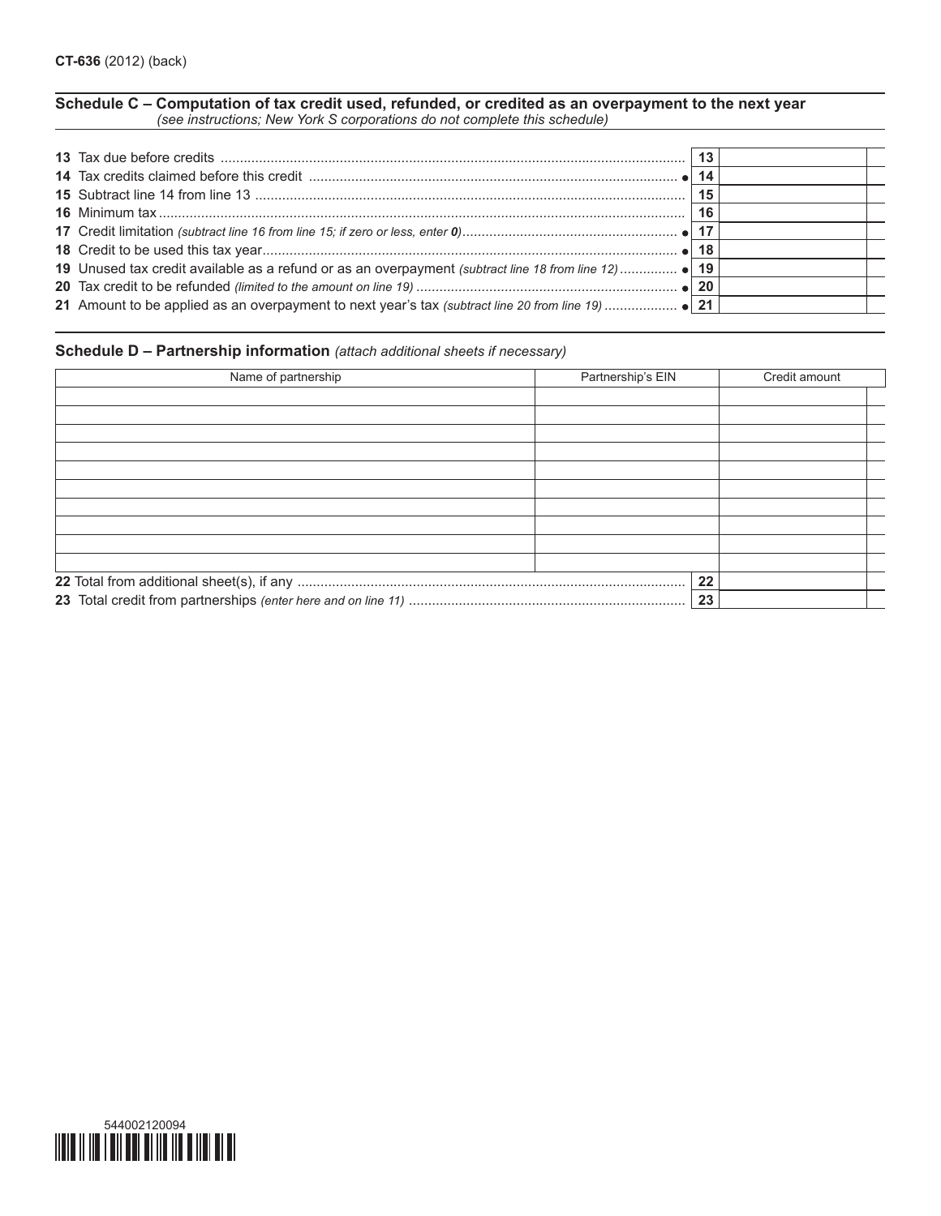CT-636 (2012) (back)

## Schedule C – Computation of tax credit used, refunded, or credited as an overpayment to the next year

*(see instructions; New York S corporations do not complete this schedule)*

| | | | |
|---|---|---|---|
| **13** Tax due before credits | | 13 | |
| **14** Tax credits claimed before this credit | ● | 14 | |
| **15** Subtract line 14 from line 13 | | 15 | |
| **16** Minimum tax | | 16 | |
| **17** Credit limitation *(subtract line 16 from line 15; if zero or less, enter 0)* | ● | 17 | |
| **18** Credit to be used this tax year | ● | 18 | |
| **19** Unused tax credit available as a refund or as an overpayment *(subtract line 18 from line 12)* | ● | 19 | |
| **20** Tax credit to be refunded *(limited to the amount on line 19)* | ● | 20 | |
| **21** Amount to be applied as an overpayment to next year's tax *(subtract line 20 from line 19)* | ● | 21 | |

## Schedule D – Partnership information *(attach additional sheets if necessary)*

| Name of partnership | Partnership's EIN | Credit amount |
|---|---|---|
| | | |
| | | |
| | | |
| | | |
| | | |
| | | |
| | | |
| | | |
| | | |
| | | |
| **22** Total from additional sheet(s), if any | 22 | |
| **23** Total credit from partnerships *(enter here and on line 11)* | 23 | |

544002120094